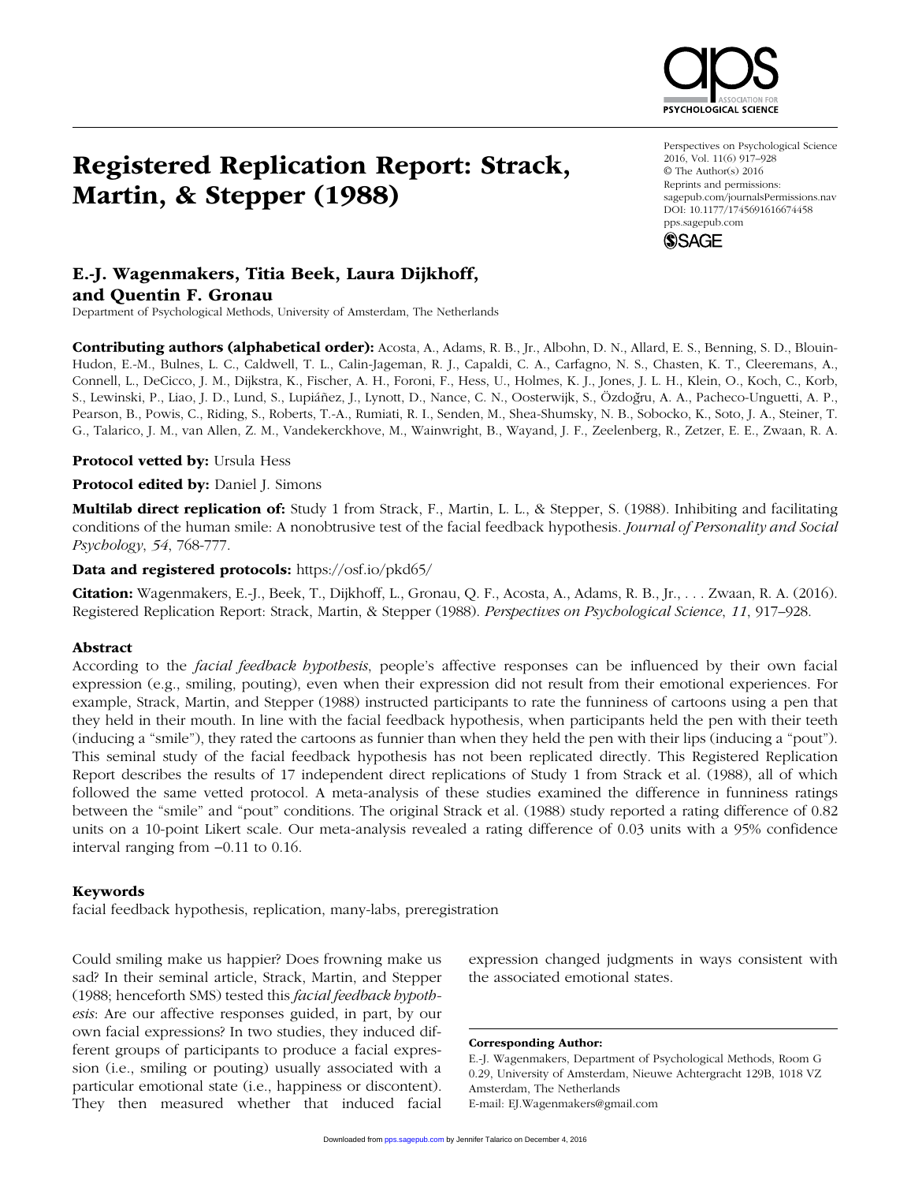# Registered Replication Report: Strack, Martin, & Stepper (1988)

Perspectives on Psychological Science
2016, Vol. 11(6) 917–928
© The Author(s) 2016
Reprints and permissions:
sagepub.com/journalsPermissions.nav
DOI: 10.1177/1745691616674458
pps.sagepub.com

## E.-J. Wagenmakers, Titia Beek, Laura Dijkhoff, and Quentin F. Gronau

Department of Psychological Methods, University of Amsterdam, The Netherlands

**Contributing authors (alphabetical order):** Acosta, A., Adams, R. B., Jr., Albohn, D. N., Allard, E. S., Benning, S. D., Blouin-Hudon, E.-M., Bulnes, L. C., Caldwell, T. L., Calin-Jageman, R. J., Capaldi, C. A., Carfagno, N. S., Chasten, K. T., Cleeremans, A., Connell, L., DeCicco, J. M., Dijkstra, K., Fischer, A. H., Foroni, F., Hess, U., Holmes, K. J., Jones, J. L. H., Klein, O., Koch, C., Korb, S., Lewinski, P., Liao, J. D., Lund, S., Lupiáñez, J., Lynott, D., Nance, C. N., Oosterwijk, S., Özdoğru, A. A., Pacheco-Unguetti, A. P., Pearson, B., Powis, C., Riding, S., Roberts, T.-A., Rumiati, R. I., Senden, M., Shea-Shumsky, N. B., Sobocko, K., Soto, J. A., Steiner, T. G., Talarico, J. M., van Allen, Z. M., Vandekerckhove, M., Wainwright, B., Wayand, J. F., Zeelenberg, R., Zetzer, E. E., Zwaan, R. A.

**Protocol vetted by:** Ursula Hess

**Protocol edited by:** Daniel J. Simons

**Multilab direct replication of:** Study 1 from Strack, F., Martin, L. L., & Stepper, S. (1988). Inhibiting and facilitating conditions of the human smile: A nonobtrusive test of the facial feedback hypothesis. *Journal of Personality and Social Psychology*, *54*, 768-777.

**Data and registered protocols:** https://osf.io/pkd65/

**Citation:** Wagenmakers, E.-J., Beek, T., Dijkhoff, L., Gronau, Q. F., Acosta, A., Adams, R. B., Jr., . . . Zwaan, R. A. (2016). Registered Replication Report: Strack, Martin, & Stepper (1988). *Perspectives on Psychological Science*, *11*, 917–928.

### Abstract

According to the *facial feedback hypothesis*, people's affective responses can be influenced by their own facial expression (e.g., smiling, pouting), even when their expression did not result from their emotional experiences. For example, Strack, Martin, and Stepper (1988) instructed participants to rate the funniness of cartoons using a pen that they held in their mouth. In line with the facial feedback hypothesis, when participants held the pen with their teeth (inducing a "smile"), they rated the cartoons as funnier than when they held the pen with their lips (inducing a "pout"). This seminal study of the facial feedback hypothesis has not been replicated directly. This Registered Replication Report describes the results of 17 independent direct replications of Study 1 from Strack et al. (1988), all of which followed the same vetted protocol. A meta-analysis of these studies examined the difference in funniness ratings between the "smile" and "pout" conditions. The original Strack et al. (1988) study reported a rating difference of 0.82 units on a 10-point Likert scale. Our meta-analysis revealed a rating difference of 0.03 units with a 95% confidence interval ranging from −0.11 to 0.16.

### Keywords

facial feedback hypothesis, replication, many-labs, preregistration

Could smiling make us happier? Does frowning make us sad? In their seminal article, Strack, Martin, and Stepper (1988; henceforth SMS) tested this *facial feedback hypothesis*: Are our affective responses guided, in part, by our own facial expressions? In two studies, they induced different groups of participants to produce a facial expression (i.e., smiling or pouting) usually associated with a particular emotional state (i.e., happiness or discontent). They then measured whether that induced facial expression changed judgments in ways consistent with the associated emotional states.

**Corresponding Author:**
E.-J. Wagenmakers, Department of Psychological Methods, Room G 0.29, University of Amsterdam, Nieuwe Achtergracht 129B, 1018 VZ Amsterdam, The Netherlands
E-mail: EJ.Wagenmakers@gmail.com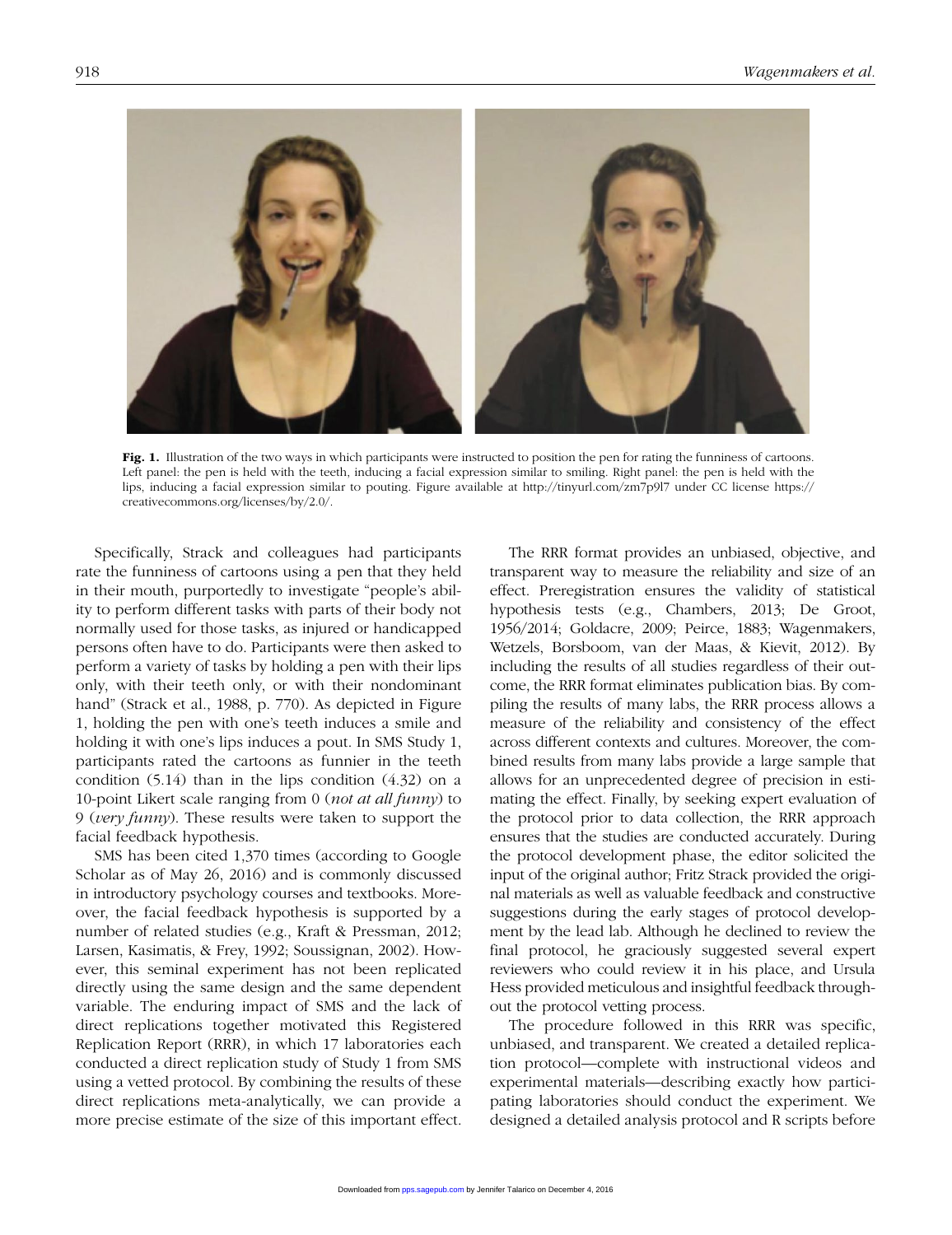**Fig. 1.** Illustration of the two ways in which participants were instructed to position the pen for rating the funniness of cartoons. Left panel: the pen is held with the teeth, inducing a facial expression similar to smiling. Right panel: the pen is held with the lips, inducing a facial expression similar to pouting. Figure available at http://tinyurl.com/zm7p9l7 under CC license https://creativecommons.org/licenses/by/2.0/.

Specifically, Strack and colleagues had participants rate the funniness of cartoons using a pen that they held in their mouth, purportedly to investigate "people's ability to perform different tasks with parts of their body not normally used for those tasks, as injured or handicapped persons often have to do. Participants were then asked to perform a variety of tasks by holding a pen with their lips only, with their teeth only, or with their nondominant hand" (Strack et al., 1988, p. 770). As depicted in Figure 1, holding the pen with one's teeth induces a smile and holding it with one's lips induces a pout. In SMS Study 1, participants rated the cartoons as funnier in the teeth condition (5.14) than in the lips condition (4.32) on a 10-point Likert scale ranging from 0 (*not at all funny*) to 9 (*very funny*). These results were taken to support the facial feedback hypothesis.

SMS has been cited 1,370 times (according to Google Scholar as of May 26, 2016) and is commonly discussed in introductory psychology courses and textbooks. Moreover, the facial feedback hypothesis is supported by a number of related studies (e.g., Kraft & Pressman, 2012; Larsen, Kasimatis, & Frey, 1992; Soussignan, 2002). However, this seminal experiment has not been replicated directly using the same design and the same dependent variable. The enduring impact of SMS and the lack of direct replications together motivated this Registered Replication Report (RRR), in which 17 laboratories each conducted a direct replication study of Study 1 from SMS using a vetted protocol. By combining the results of these direct replications meta-analytically, we can provide a more precise estimate of the size of this important effect.

The RRR format provides an unbiased, objective, and transparent way to measure the reliability and size of an effect. Preregistration ensures the validity of statistical hypothesis tests (e.g., Chambers, 2013; De Groot, 1956/2014; Goldacre, 2009; Peirce, 1883; Wagenmakers, Wetzels, Borsboom, van der Maas, & Kievit, 2012). By including the results of all studies regardless of their outcome, the RRR format eliminates publication bias. By compiling the results of many labs, the RRR process allows a measure of the reliability and consistency of the effect across different contexts and cultures. Moreover, the combined results from many labs provide a large sample that allows for an unprecedented degree of precision in estimating the effect. Finally, by seeking expert evaluation of the protocol prior to data collection, the RRR approach ensures that the studies are conducted accurately. During the protocol development phase, the editor solicited the input of the original author; Fritz Strack provided the original materials as well as valuable feedback and constructive suggestions during the early stages of protocol development by the lead lab. Although he declined to review the final protocol, he graciously suggested several expert reviewers who could review it in his place, and Ursula Hess provided meticulous and insightful feedback throughout the protocol vetting process.

The procedure followed in this RRR was specific, unbiased, and transparent. We created a detailed replication protocol—complete with instructional videos and experimental materials—describing exactly how participating laboratories should conduct the experiment. We designed a detailed analysis protocol and R scripts before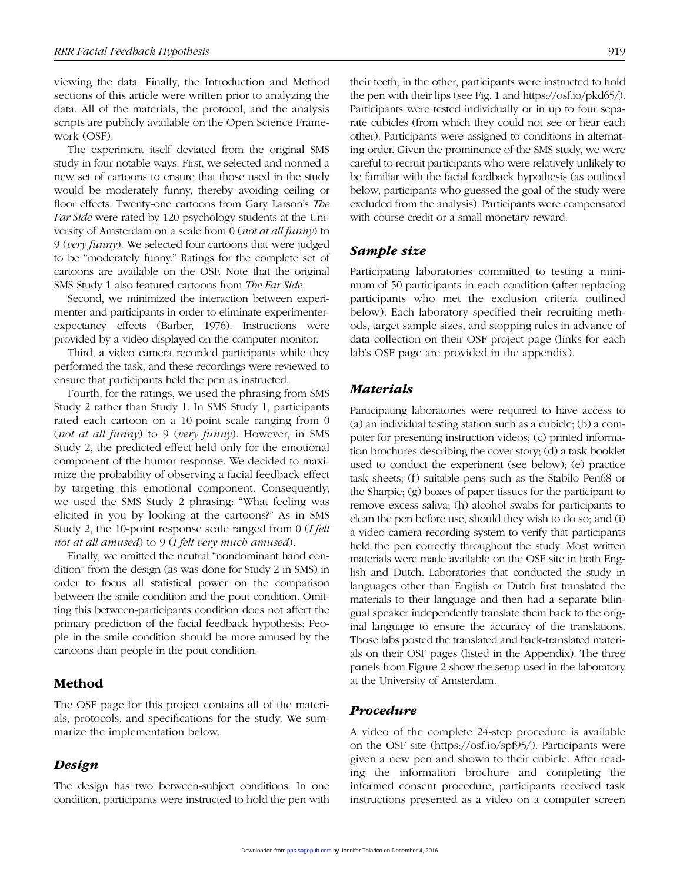viewing the data. Finally, the Introduction and Method sections of this article were written prior to analyzing the data. All of the materials, the protocol, and the analysis scripts are publicly available on the Open Science Framework (OSF).

The experiment itself deviated from the original SMS study in four notable ways. First, we selected and normed a new set of cartoons to ensure that those used in the study would be moderately funny, thereby avoiding ceiling or floor effects. Twenty-one cartoons from Gary Larson's *The Far Side* were rated by 120 psychology students at the University of Amsterdam on a scale from 0 (*not at all funny*) to 9 (*very funny*). We selected four cartoons that were judged to be "moderately funny." Ratings for the complete set of cartoons are available on the OSF. Note that the original SMS Study 1 also featured cartoons from *The Far Side*.

Second, we minimized the interaction between experimenter and participants in order to eliminate experimenter-expectancy effects (Barber, 1976). Instructions were provided by a video displayed on the computer monitor.

Third, a video camera recorded participants while they performed the task, and these recordings were reviewed to ensure that participants held the pen as instructed.

Fourth, for the ratings, we used the phrasing from SMS Study 2 rather than Study 1. In SMS Study 1, participants rated each cartoon on a 10-point scale ranging from 0 (*not at all funny*) to 9 (*very funny*). However, in SMS Study 2, the predicted effect held only for the emotional component of the humor response. We decided to maximize the probability of observing a facial feedback effect by targeting this emotional component. Consequently, we used the SMS Study 2 phrasing: "What feeling was elicited in you by looking at the cartoons?" As in SMS Study 2, the 10-point response scale ranged from 0 (*I felt not at all amused*) to 9 (*I felt very much amused*).

Finally, we omitted the neutral "nondominant hand condition" from the design (as was done for Study 2 in SMS) in order to focus all statistical power on the comparison between the smile condition and the pout condition. Omitting this between-participants condition does not affect the primary prediction of the facial feedback hypothesis: People in the smile condition should be more amused by the cartoons than people in the pout condition.

## Method

The OSF page for this project contains all of the materials, protocols, and specifications for the study. We summarize the implementation below.

### *Design*

The design has two between-subject conditions. In one condition, participants were instructed to hold the pen with their teeth; in the other, participants were instructed to hold the pen with their lips (see Fig. 1 and https://osf.io/pkd65/). Participants were tested individually or in up to four separate cubicles (from which they could not see or hear each other). Participants were assigned to conditions in alternating order. Given the prominence of the SMS study, we were careful to recruit participants who were relatively unlikely to be familiar with the facial feedback hypothesis (as outlined below, participants who guessed the goal of the study were excluded from the analysis). Participants were compensated with course credit or a small monetary reward.

### *Sample size*

Participating laboratories committed to testing a minimum of 50 participants in each condition (after replacing participants who met the exclusion criteria outlined below). Each laboratory specified their recruiting methods, target sample sizes, and stopping rules in advance of data collection on their OSF project page (links for each lab's OSF page are provided in the appendix).

### *Materials*

Participating laboratories were required to have access to (a) an individual testing station such as a cubicle; (b) a computer for presenting instruction videos; (c) printed information brochures describing the cover story; (d) a task booklet used to conduct the experiment (see below); (e) practice task sheets; (f) suitable pens such as the Stabilo Pen68 or the Sharpie; (g) boxes of paper tissues for the participant to remove excess saliva; (h) alcohol swabs for participants to clean the pen before use, should they wish to do so; and (i) a video camera recording system to verify that participants held the pen correctly throughout the study. Most written materials were made available on the OSF site in both English and Dutch. Laboratories that conducted the study in languages other than English or Dutch first translated the materials to their language and then had a separate bilingual speaker independently translate them back to the original language to ensure the accuracy of the translations. Those labs posted the translated and back-translated materials on their OSF pages (listed in the Appendix). The three panels from Figure 2 show the setup used in the laboratory at the University of Amsterdam.

### *Procedure*

A video of the complete 24-step procedure is available on the OSF site (https://osf.io/spf95/). Participants were given a new pen and shown to their cubicle. After reading the information brochure and completing the informed consent procedure, participants received task instructions presented as a video on a computer screen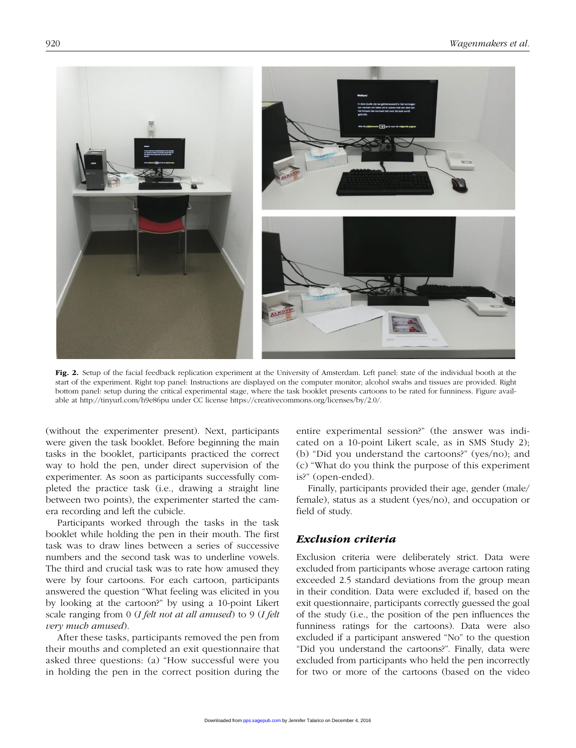Fig. 2. Setup of the facial feedback replication experiment at the University of Amsterdam. Left panel: state of the individual booth at the start of the experiment. Right top panel: Instructions are displayed on the computer monitor; alcohol swabs and tissues are provided. Right bottom panel: setup during the critical experimental stage, where the task booklet presents cartoons to be rated for funniness. Figure available at http://tinyurl.com/h9e86pu under CC license https://creativecommons.org/licenses/by/2.0/.

(without the experimenter present). Next, participants were given the task booklet. Before beginning the main tasks in the booklet, participants practiced the correct way to hold the pen, under direct supervision of the experimenter. As soon as participants successfully completed the practice task (i.e., drawing a straight line between two points), the experimenter started the camera recording and left the cubicle.

Participants worked through the tasks in the task booklet while holding the pen in their mouth. The first task was to draw lines between a series of successive numbers and the second task was to underline vowels. The third and crucial task was to rate how amused they were by four cartoons. For each cartoon, participants answered the question "What feeling was elicited in you by looking at the cartoon?" by using a 10-point Likert scale ranging from 0 (*I felt not at all amused*) to 9 (*I felt very much amused*).

After these tasks, participants removed the pen from their mouths and completed an exit questionnaire that asked three questions: (a) "How successful were you in holding the pen in the correct position during the entire experimental session?" (the answer was indicated on a 10-point Likert scale, as in SMS Study 2); (b) "Did you understand the cartoons?" (yes/no); and (c) "What do you think the purpose of this experiment is?" (open-ended).

Finally, participants provided their age, gender (male/female), status as a student (yes/no), and occupation or field of study.

## *Exclusion criteria*

Exclusion criteria were deliberately strict. Data were excluded from participants whose average cartoon rating exceeded 2.5 standard deviations from the group mean in their condition. Data were excluded if, based on the exit questionnaire, participants correctly guessed the goal of the study (i.e., the position of the pen influences the funniness ratings for the cartoons). Data were also excluded if a participant answered "No" to the question "Did you understand the cartoons?". Finally, data were excluded from participants who held the pen incorrectly for two or more of the cartoons (based on the video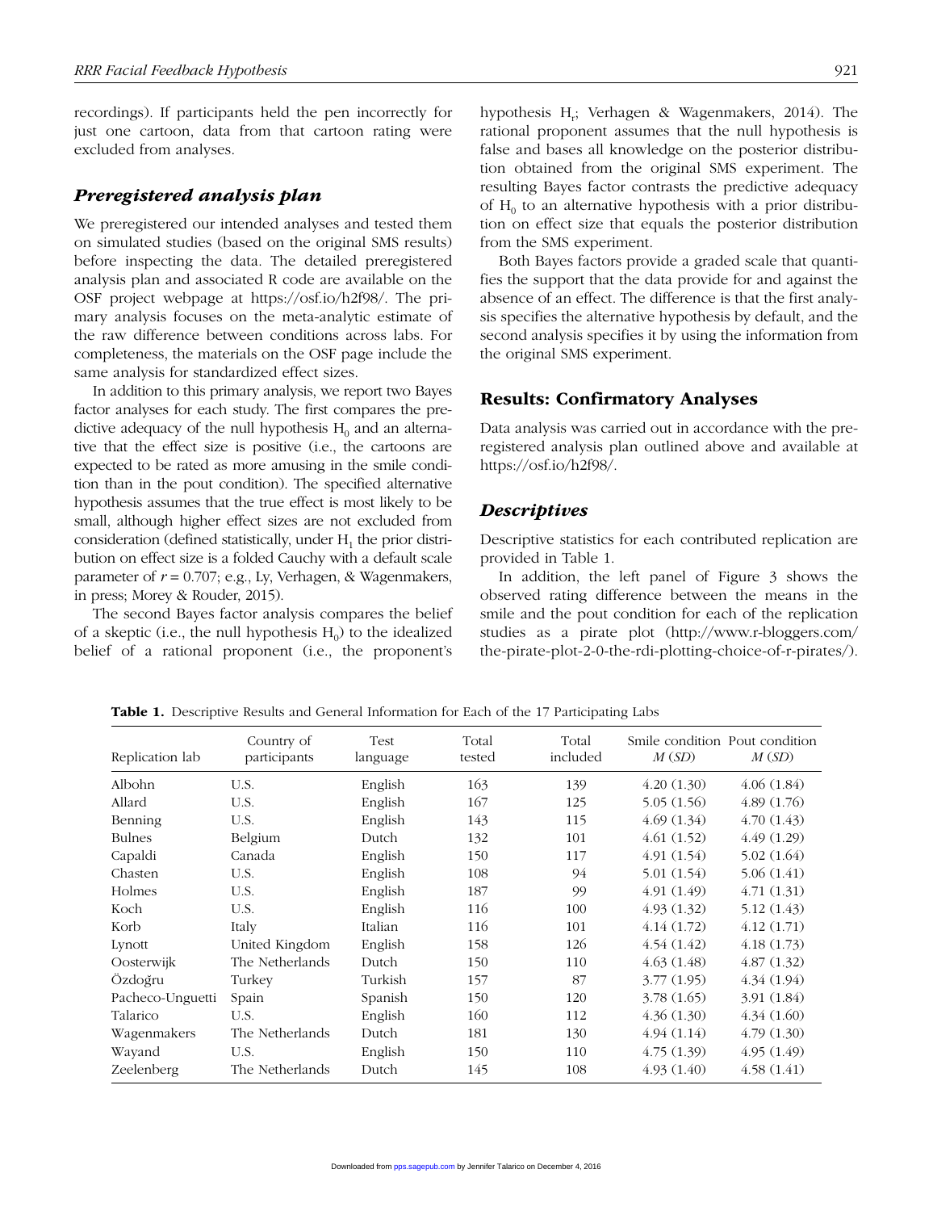recordings). If participants held the pen incorrectly for just one cartoon, data from that cartoon rating were excluded from analyses.

### *Preregistered analysis plan*

We preregistered our intended analyses and tested them on simulated studies (based on the original SMS results) before inspecting the data. The detailed preregistered analysis plan and associated R code are available on the OSF project webpage at https://osf.io/h2f98/. The primary analysis focuses on the meta-analytic estimate of the raw difference between conditions across labs. For completeness, the materials on the OSF page include the same analysis for standardized effect sizes.

In addition to this primary analysis, we report two Bayes factor analyses for each study. The first compares the predictive adequacy of the null hypothesis $H_0$ and an alternative that the effect size is positive (i.e., the cartoons are expected to be rated as more amusing in the smile condition than in the pout condition). The specified alternative hypothesis assumes that the true effect is most likely to be small, although higher effect sizes are not excluded from consideration (defined statistically, under $H_1$ the prior distribution on effect size is a folded Cauchy with a default scale parameter of $r = 0.707$; e.g., Ly, Verhagen, & Wagenmakers, in press; Morey & Rouder, 2015).

The second Bayes factor analysis compares the belief of a skeptic (i.e., the null hypothesis $H_0$) to the idealized belief of a rational proponent (i.e., the proponent's hypothesis $H_r$; Verhagen & Wagenmakers, 2014). The rational proponent assumes that the null hypothesis is false and bases all knowledge on the posterior distribution obtained from the original SMS experiment. The resulting Bayes factor contrasts the predictive adequacy of $H_0$ to an alternative hypothesis with a prior distribution on effect size that equals the posterior distribution from the SMS experiment.

Both Bayes factors provide a graded scale that quantifies the support that the data provide for and against the absence of an effect. The difference is that the first analysis specifies the alternative hypothesis by default, and the second analysis specifies it by using the information from the original SMS experiment.

## Results: Confirmatory Analyses

Data analysis was carried out in accordance with the preregistered analysis plan outlined above and available at https://osf.io/h2f98/.

### *Descriptives*

Descriptive statistics for each contributed replication are provided in Table 1.

In addition, the left panel of Figure 3 shows the observed rating difference between the means in the smile and the pout condition for each of the replication studies as a pirate plot (http://www.r-bloggers.com/the-pirate-plot-2-0-the-rdi-plotting-choice-of-r-pirates/).

**Table 1.** Descriptive Results and General Information for Each of the 17 Participating Labs

| Replication lab | Country of participants | Test language | Total tested | Total included | Smile condition *M* (*SD*) | Pout condition *M* (*SD*) |
|---|---|---|---|---|---|---|
| Albohn | U.S. | English | 163 | 139 | 4.20 (1.30) | 4.06 (1.84) |
| Allard | U.S. | English | 167 | 125 | 5.05 (1.56) | 4.89 (1.76) |
| Benning | U.S. | English | 143 | 115 | 4.69 (1.34) | 4.70 (1.43) |
| Bulnes | Belgium | Dutch | 132 | 101 | 4.61 (1.52) | 4.49 (1.29) |
| Capaldi | Canada | English | 150 | 117 | 4.91 (1.54) | 5.02 (1.64) |
| Chasten | U.S. | English | 108 | 94 | 5.01 (1.54) | 5.06 (1.41) |
| Holmes | U.S. | English | 187 | 99 | 4.91 (1.49) | 4.71 (1.31) |
| Koch | U.S. | English | 116 | 100 | 4.93 (1.32) | 5.12 (1.43) |
| Korb | Italy | Italian | 116 | 101 | 4.14 (1.72) | 4.12 (1.71) |
| Lynott | United Kingdom | English | 158 | 126 | 4.54 (1.42) | 4.18 (1.73) |
| Oosterwijk | The Netherlands | Dutch | 150 | 110 | 4.63 (1.48) | 4.87 (1.32) |
| Özdoğru | Turkey | Turkish | 157 | 87 | 3.77 (1.95) | 4.34 (1.94) |
| Pacheco-Unguetti | Spain | Spanish | 150 | 120 | 3.78 (1.65) | 3.91 (1.84) |
| Talarico | U.S. | English | 160 | 112 | 4.36 (1.30) | 4.34 (1.60) |
| Wagenmakers | The Netherlands | Dutch | 181 | 130 | 4.94 (1.14) | 4.79 (1.30) |
| Wayand | U.S. | English | 150 | 110 | 4.75 (1.39) | 4.95 (1.49) |
| Zeelenberg | The Netherlands | Dutch | 145 | 108 | 4.93 (1.40) | 4.58 (1.41) |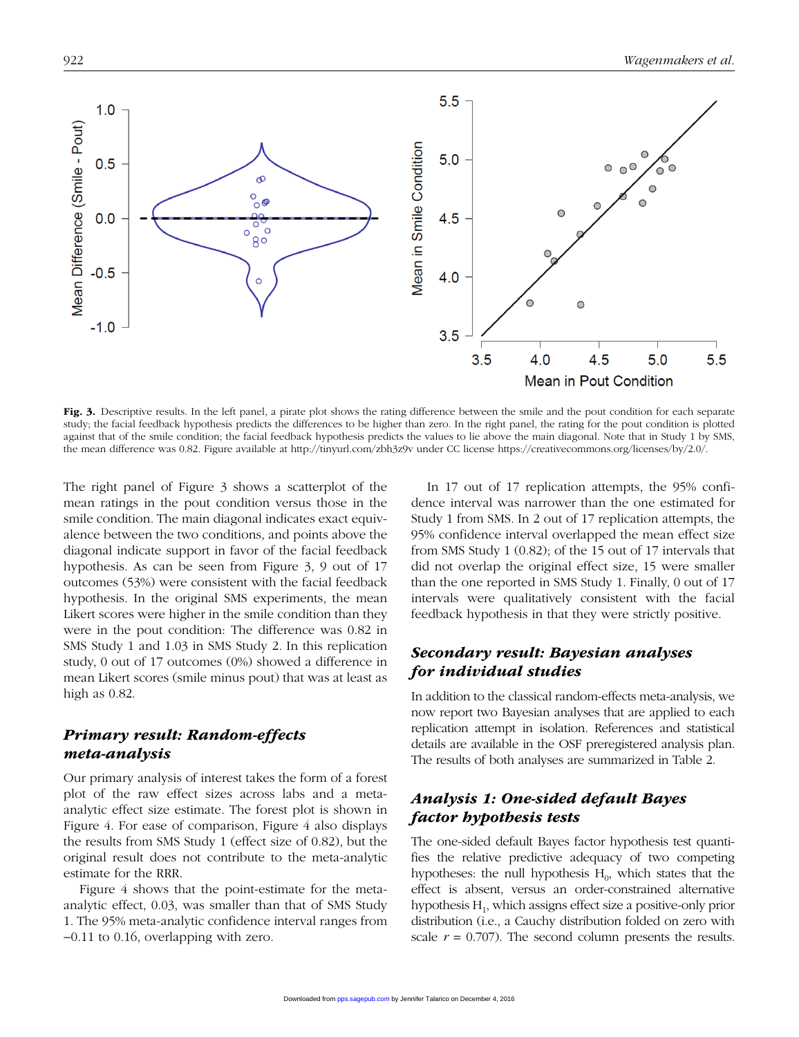**Fig. 3.** Descriptive results. In the left panel, a pirate plot shows the rating difference between the smile and the pout condition for each separate study; the facial feedback hypothesis predicts the differences to be higher than zero. In the right panel, the rating for the pout condition is plotted against that of the smile condition; the facial feedback hypothesis predicts the values to lie above the main diagonal. Note that in Study 1 by SMS, the mean difference was 0.82. Figure available at http://tinyurl.com/zbh3z9v under CC license https://creativecommons.org/licenses/by/2.0/.

The right panel of Figure 3 shows a scatterplot of the mean ratings in the pout condition versus those in the smile condition. The main diagonal indicates exact equivalence between the two conditions, and points above the diagonal indicate support in favor of the facial feedback hypothesis. As can be seen from Figure 3, 9 out of 17 outcomes (53%) were consistent with the facial feedback hypothesis. In the original SMS experiments, the mean Likert scores were higher in the smile condition than they were in the pout condition: The difference was 0.82 in SMS Study 1 and 1.03 in SMS Study 2. In this replication study, 0 out of 17 outcomes (0%) showed a difference in mean Likert scores (smile minus pout) that was at least as high as 0.82.

## *Primary result: Random-effects meta-analysis*

Our primary analysis of interest takes the form of a forest plot of the raw effect sizes across labs and a meta-analytic effect size estimate. The forest plot is shown in Figure 4. For ease of comparison, Figure 4 also displays the results from SMS Study 1 (effect size of 0.82), but the original result does not contribute to the meta-analytic estimate for the RRR.

Figure 4 shows that the point-estimate for the meta-analytic effect, 0.03, was smaller than that of SMS Study 1. The 95% meta-analytic confidence interval ranges from −0.11 to 0.16, overlapping with zero.

In 17 out of 17 replication attempts, the 95% confidence interval was narrower than the one estimated for Study 1 from SMS. In 2 out of 17 replication attempts, the 95% confidence interval overlapped the mean effect size from SMS Study 1 (0.82); of the 15 out of 17 intervals that did not overlap the original effect size, 15 were smaller than the one reported in SMS Study 1. Finally, 0 out of 17 intervals were qualitatively consistent with the facial feedback hypothesis in that they were strictly positive.

## *Secondary result: Bayesian analyses for individual studies*

In addition to the classical random-effects meta-analysis, we now report two Bayesian analyses that are applied to each replication attempt in isolation. References and statistical details are available in the OSF preregistered analysis plan. The results of both analyses are summarized in Table 2.

## *Analysis 1: One-sided default Bayes factor hypothesis tests*

The one-sided default Bayes factor hypothesis test quantifies the relative predictive adequacy of two competing hypotheses: the null hypothesis $H_0$, which states that the effect is absent, versus an order-constrained alternative hypothesis $H_1$, which assigns effect size a positive-only prior distribution (i.e., a Cauchy distribution folded on zero with scale $r$ = 0.707). The second column presents the results.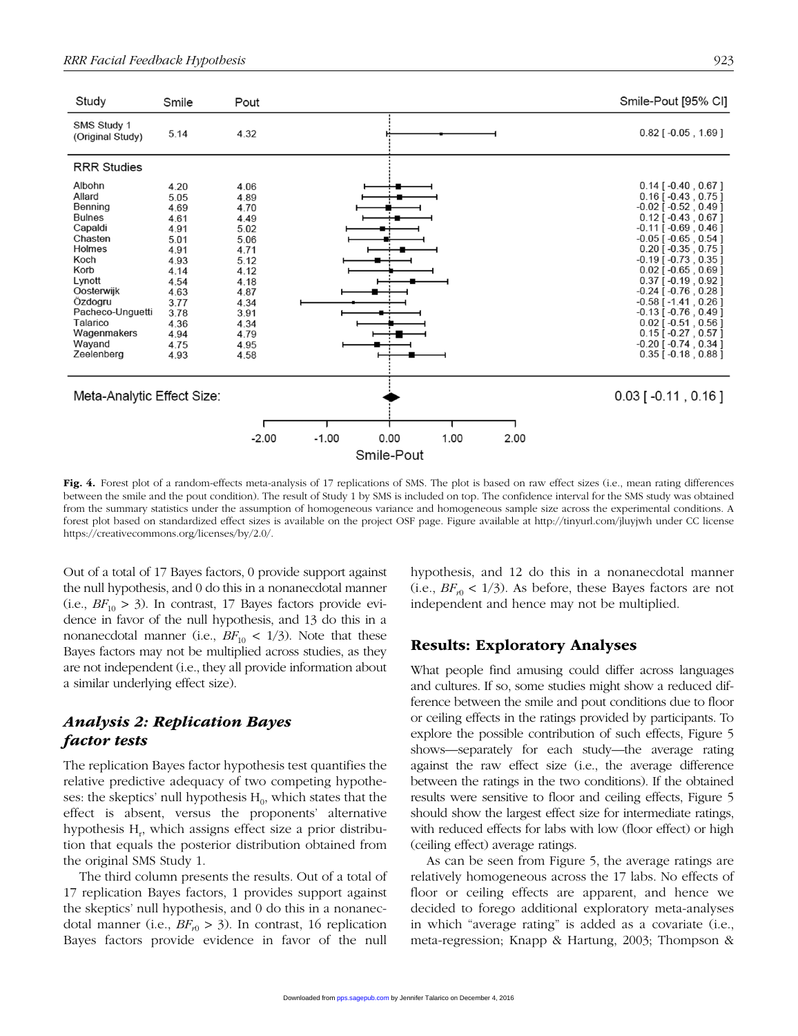| Study | Smile | Pout | Smile-Pout [95% CI] |
|---|---|---|---|
| SMS Study 1 (Original Study) | 5.14 | 4.32 | 0.82 [ -0.05 , 1.69 ] |
| **RRR Studies** | | | |
| Albohn | 4.20 | 4.06 | 0.14 [ -0.40 , 0.67 ] |
| Allard | 5.05 | 4.89 | 0.16 [ -0.43 , 0.75 ] |
| Benning | 4.69 | 4.70 | -0.02 [ -0.52 , 0.49 ] |
| Bulnes | 4.61 | 4.49 | 0.12 [ -0.43 , 0.67 ] |
| Capaldi | 4.91 | 5.02 | -0.11 [ -0.69 , 0.46 ] |
| Chasten | 5.01 | 5.06 | -0.05 [ -0.65 , 0.54 ] |
| Holmes | 4.91 | 4.71 | 0.20 [ -0.35 , 0.75 ] |
| Koch | 4.93 | 5.12 | -0.19 [ -0.73 , 0.35 ] |
| Korb | 4.14 | 4.12 | 0.02 [ -0.65 , 0.69 ] |
| Lynott | 4.54 | 4.18 | 0.37 [ -0.19 , 0.92 ] |
| Oosterwijk | 4.63 | 4.87 | -0.24 [ -0.76 , 0.28 ] |
| Özdogru | 3.77 | 4.34 | -0.58 [ -1.41 , 0.26 ] |
| Pacheco-Unguetti | 3.78 | 3.91 | -0.13 [ -0.76 , 0.49 ] |
| Talarico | 4.36 | 4.34 | 0.02 [ -0.51 , 0.56 ] |
| Wagenmakers | 4.94 | 4.79 | 0.15 [ -0.27 , 0.57 ] |
| Wayand | 4.75 | 4.95 | -0.20 [ -0.74 , 0.34 ] |
| Zeelenberg | 4.93 | 4.58 | 0.35 [ -0.18 , 0.88 ] |
| Meta-Analytic Effect Size: | | | 0.03 [ -0.11 , 0.16 ] |

**Fig. 4.** Forest plot of a random-effects meta-analysis of 17 replications of SMS. The plot is based on raw effect sizes (i.e., mean rating differences between the smile and the pout condition). The result of Study 1 by SMS is included on top. The confidence interval for the SMS study was obtained from the summary statistics under the assumption of homogeneous variance and homogeneous sample size across the experimental conditions. A forest plot based on standardized effect sizes is available on the project OSF page. Figure available at http://tinyurl.com/jluyjwh under CC license https://creativecommons.org/licenses/by/2.0/.

Out of a total of 17 Bayes factors, 0 provide support against the null hypothesis, and 0 do this in a nonanecdotal manner (i.e., $BF_{10} > 3$). In contrast, 17 Bayes factors provide evidence in favor of the null hypothesis, and 13 do this in a nonanecdotal manner (i.e., $BF_{10} < 1/3$). Note that these Bayes factors may not be multiplied across studies, as they are not independent (i.e., they all provide information about a similar underlying effect size).

### *Analysis 2: Replication Bayes factor tests*

The replication Bayes factor hypothesis test quantifies the relative predictive adequacy of two competing hypotheses: the skeptics' null hypothesis $H_0$, which states that the effect is absent, versus the proponents' alternative hypothesis $H_r$, which assigns effect size a prior distribution that equals the posterior distribution obtained from the original SMS Study 1.

The third column presents the results. Out of a total of 17 replication Bayes factors, 1 provides support against the skeptics' null hypothesis, and 0 do this in a nonanecdotal manner (i.e., $BF_{r0} > 3$). In contrast, 16 replication Bayes factors provide evidence in favor of the null hypothesis, and 12 do this in a nonanecdotal manner (i.e., $BF_{r0} < 1/3$). As before, these Bayes factors are not independent and hence may not be multiplied.

## Results: Exploratory Analyses

What people find amusing could differ across languages and cultures. If so, some studies might show a reduced difference between the smile and pout conditions due to floor or ceiling effects in the ratings provided by participants. To explore the possible contribution of such effects, Figure 5 shows—separately for each study—the average rating against the raw effect size (i.e., the average difference between the ratings in the two conditions). If the obtained results were sensitive to floor and ceiling effects, Figure 5 should show the largest effect size for intermediate ratings, with reduced effects for labs with low (floor effect) or high (ceiling effect) average ratings.

As can be seen from Figure 5, the average ratings are relatively homogeneous across the 17 labs. No effects of floor or ceiling effects are apparent, and hence we decided to forego additional exploratory meta-analyses in which "average rating" is added as a covariate (i.e., meta-regression; Knapp & Hartung, 2003; Thompson &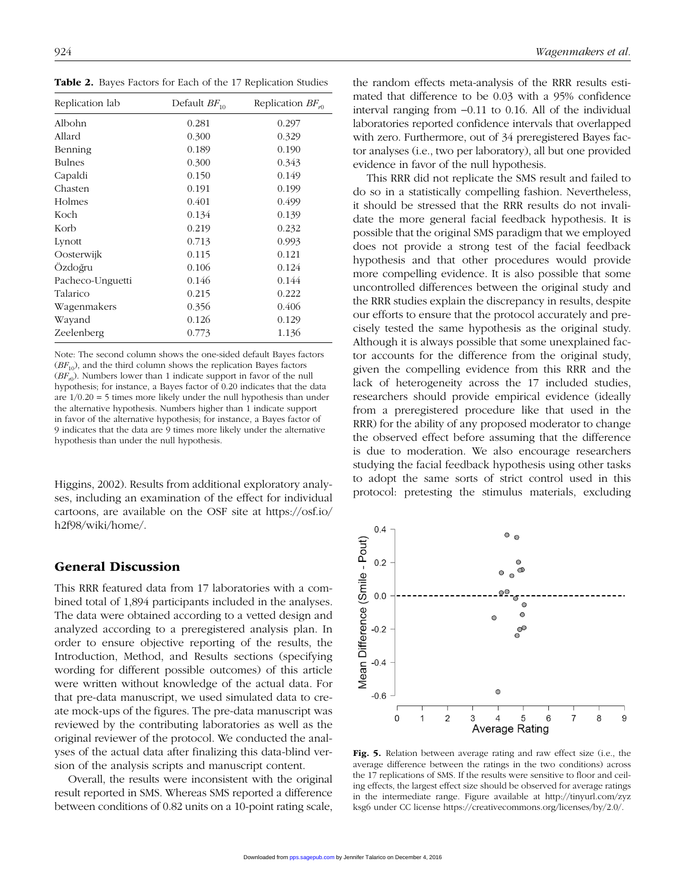**Table 2.** Bayes Factors for Each of the 17 Replication Studies

| Replication lab | Default $BF_{10}$ | Replication $BF_{r0}$ |
|---|---|---|
| Albohn | 0.281 | 0.297 |
| Allard | 0.300 | 0.329 |
| Benning | 0.189 | 0.190 |
| Bulnes | 0.300 | 0.343 |
| Capaldi | 0.150 | 0.149 |
| Chasten | 0.191 | 0.199 |
| Holmes | 0.401 | 0.499 |
| Koch | 0.134 | 0.139 |
| Korb | 0.219 | 0.232 |
| Lynott | 0.713 | 0.993 |
| Oosterwijk | 0.115 | 0.121 |
| Özdoğru | 0.106 | 0.124 |
| Pacheco-Unguetti | 0.146 | 0.144 |
| Talarico | 0.215 | 0.222 |
| Wagenmakers | 0.356 | 0.406 |
| Wayand | 0.126 | 0.129 |
| Zeelenberg | 0.773 | 1.136 |

Note: The second column shows the one-sided default Bayes factors ($BF_{10}$), and the third column shows the replication Bayes factors ($BF_{r0}$). Numbers lower than 1 indicate support in favor of the null hypothesis; for instance, a Bayes factor of 0.20 indicates that the data are 1/0.20 = 5 times more likely under the null hypothesis than under the alternative hypothesis. Numbers higher than 1 indicate support in favor of the alternative hypothesis; for instance, a Bayes factor of 9 indicates that the data are 9 times more likely under the alternative hypothesis than under the null hypothesis.

Higgins, 2002). Results from additional exploratory analyses, including an examination of the effect for individual cartoons, are available on the OSF site at https://osf.io/h2f98/wiki/home/.

## General Discussion

This RRR featured data from 17 laboratories with a combined total of 1,894 participants included in the analyses. The data were obtained according to a vetted design and analyzed according to a preregistered analysis plan. In order to ensure objective reporting of the results, the Introduction, Method, and Results sections (specifying wording for different possible outcomes) of this article were written without knowledge of the actual data. For that pre-data manuscript, we used simulated data to create mock-ups of the figures. The pre-data manuscript was reviewed by the contributing laboratories as well as the original reviewer of the protocol. We conducted the analyses of the actual data after finalizing this data-blind version of the analysis scripts and manuscript content.

Overall, the results were inconsistent with the original result reported in SMS. Whereas SMS reported a difference between conditions of 0.82 units on a 10-point rating scale, the random effects meta-analysis of the RRR results estimated that difference to be 0.03 with a 95% confidence interval ranging from −0.11 to 0.16. All of the individual laboratories reported confidence intervals that overlapped with zero. Furthermore, out of 34 preregistered Bayes factor analyses (i.e., two per laboratory), all but one provided evidence in favor of the null hypothesis.

This RRR did not replicate the SMS result and failed to do so in a statistically compelling fashion. Nevertheless, it should be stressed that the RRR results do not invalidate the more general facial feedback hypothesis. It is possible that the original SMS paradigm that we employed does not provide a strong test of the facial feedback hypothesis and that other procedures would provide more compelling evidence. It is also possible that some uncontrolled differences between the original study and the RRR studies explain the discrepancy in results, despite our efforts to ensure that the protocol accurately and precisely tested the same hypothesis as the original study. Although it is always possible that some unexplained factor accounts for the difference from the original study, given the compelling evidence from this RRR and the lack of heterogeneity across the 17 included studies, researchers should provide empirical evidence (ideally from a preregistered procedure like that used in the RRR) for the ability of any proposed moderator to change the observed effect before assuming that the difference is due to moderation. We also encourage researchers studying the facial feedback hypothesis using other tasks to adopt the same sorts of strict control used in this protocol: pretesting the stimulus materials, excluding

**Fig. 5.** Relation between average rating and raw effect size (i.e., the average difference between the ratings in the two conditions) across the 17 replications of SMS. If the results were sensitive to floor and ceiling effects, the largest effect size should be observed for average ratings in the intermediate range. Figure available at http://tinyurl.com/zyzksg6 under CC license https://creativecommons.org/licenses/by/2.0/.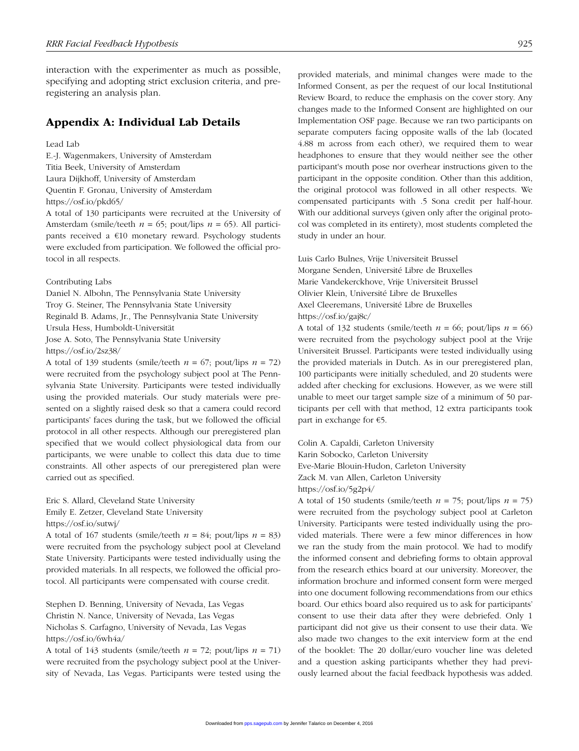interaction with the experimenter as much as possible, specifying and adopting strict exclusion criteria, and preregistering an analysis plan.

## Appendix A: Individual Lab Details

Lead Lab

E.-J. Wagenmakers, University of Amsterdam
Titia Beek, University of Amsterdam
Laura Dijkhoff, University of Amsterdam
Quentin F. Gronau, University of Amsterdam
https://osf.io/pkd65/

A total of 130 participants were recruited at the University of Amsterdam (smile/teeth $n$ = 65; pout/lips $n$ = 65). All participants received a €10 monetary reward. Psychology students were excluded from participation. We followed the official protocol in all respects.

Contributing Labs

Daniel N. Albohn, The Pennsylvania State University
Troy G. Steiner, The Pennsylvania State University
Reginald B. Adams, Jr., The Pennsylvania State University
Ursula Hess, Humboldt-Universität
Jose A. Soto, The Pennsylvania State University
https://osf.io/2sz38/

A total of 139 students (smile/teeth $n$ = 67; pout/lips $n$ = 72) were recruited from the psychology subject pool at The Pennsylvania State University. Participants were tested individually using the provided materials. Our study materials were presented on a slightly raised desk so that a camera could record participants' faces during the task, but we followed the official protocol in all other respects. Although our preregistered plan specified that we would collect physiological data from our participants, we were unable to collect this data due to time constraints. All other aspects of our preregistered plan were carried out as specified.

Eric S. Allard, Cleveland State University
Emily E. Zetzer, Cleveland State University
https://osf.io/sutwj/

A total of 167 students (smile/teeth $n$ = 84; pout/lips $n$ = 83) were recruited from the psychology subject pool at Cleveland State University. Participants were tested individually using the provided materials. In all respects, we followed the official protocol. All participants were compensated with course credit.

Stephen D. Benning, University of Nevada, Las Vegas
Christin N. Nance, University of Nevada, Las Vegas
Nicholas S. Carfagno, University of Nevada, Las Vegas
https://osf.io/6wh4a/

A total of 143 students (smile/teeth $n$ = 72; pout/lips $n$ = 71) were recruited from the psychology subject pool at the University of Nevada, Las Vegas. Participants were tested using the provided materials, and minimal changes were made to the Informed Consent, as per the request of our local Institutional Review Board, to reduce the emphasis on the cover story. Any changes made to the Informed Consent are highlighted on our Implementation OSF page. Because we ran two participants on separate computers facing opposite walls of the lab (located 4.88 m across from each other), we required them to wear headphones to ensure that they would neither see the other participant's mouth pose nor overhear instructions given to the participant in the opposite condition. Other than this addition, the original protocol was followed in all other respects. We compensated participants with .5 Sona credit per half-hour. With our additional surveys (given only after the original protocol was completed in its entirety), most students completed the study in under an hour.

Luis Carlo Bulnes, Vrije Universiteit Brussel
Morgane Senden, Université Libre de Bruxelles
Marie Vandekerckhove, Vrije Universiteit Brussel
Olivier Klein, Université Libre de Bruxelles
Axel Cleeremans, Université Libre de Bruxelles
https://osf.io/gaj8c/

A total of 132 students (smile/teeth $n$ = 66; pout/lips $n$ = 66) were recruited from the psychology subject pool at the Vrije Universiteit Brussel. Participants were tested individually using the provided materials in Dutch. As in our preregistered plan, 100 participants were initially scheduled, and 20 students were added after checking for exclusions. However, as we were still unable to meet our target sample size of a minimum of 50 participants per cell with that method, 12 extra participants took part in exchange for €5.

Colin A. Capaldi, Carleton University
Karin Sobocko, Carleton University
Eve-Marie Blouin-Hudon, Carleton University
Zack M. van Allen, Carleton University
https://osf.io/5g2p4/

A total of 150 students (smile/teeth $n$ = 75; pout/lips $n$ = 75) were recruited from the psychology subject pool at Carleton University. Participants were tested individually using the provided materials. There were a few minor differences in how we ran the study from the main protocol. We had to modify the informed consent and debriefing forms to obtain approval from the research ethics board at our university. Moreover, the information brochure and informed consent form were merged into one document following recommendations from our ethics board. Our ethics board also required us to ask for participants' consent to use their data after they were debriefed. Only 1 participant did not give us their consent to use their data. We also made two changes to the exit interview form at the end of the booklet: The 20 dollar/euro voucher line was deleted and a question asking participants whether they had previously learned about the facial feedback hypothesis was added.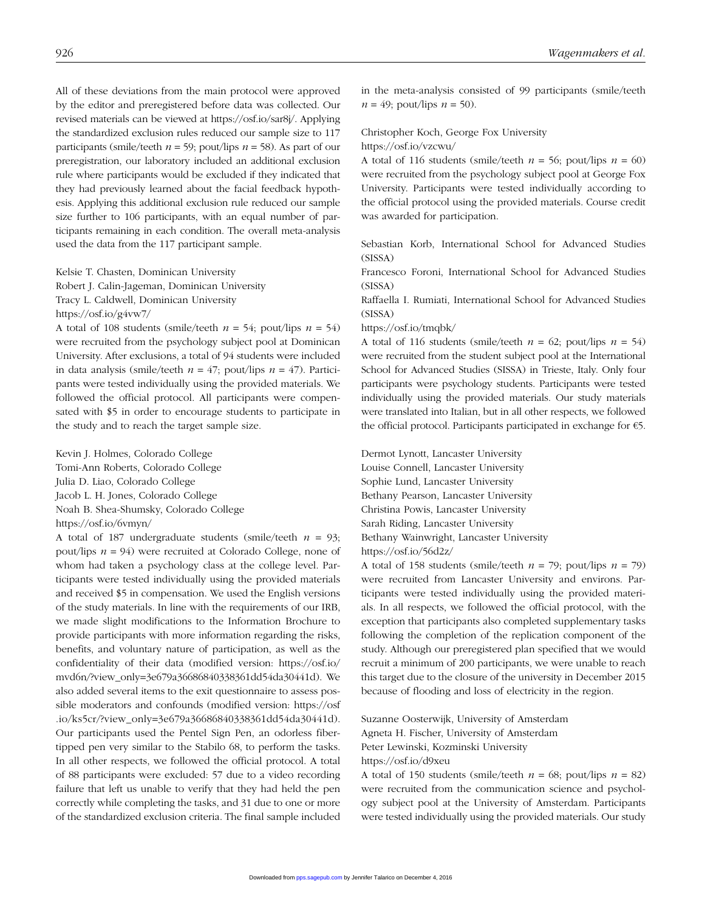All of these deviations from the main protocol were approved by the editor and preregistered before data was collected. Our revised materials can be viewed at https://osf.io/sar8j/. Applying the standardized exclusion rules reduced our sample size to 117 participants (smile/teeth $n$ = 59; pout/lips $n$ = 58). As part of our preregistration, our laboratory included an additional exclusion rule where participants would be excluded if they indicated that they had previously learned about the facial feedback hypothesis. Applying this additional exclusion rule reduced our sample size further to 106 participants, with an equal number of participants remaining in each condition. The overall meta-analysis used the data from the 117 participant sample.

Kelsie T. Chasten, Dominican University
Robert J. Calin-Jageman, Dominican University
Tracy L. Caldwell, Dominican University
https://osf.io/g4vw7/

A total of 108 students (smile/teeth $n$ = 54; pout/lips $n$ = 54) were recruited from the psychology subject pool at Dominican University. After exclusions, a total of 94 students were included in data analysis (smile/teeth $n$ = 47; pout/lips $n$ = 47). Participants were tested individually using the provided materials. We followed the official protocol. All participants were compensated with $5 in order to encourage students to participate in the study and to reach the target sample size.

Kevin J. Holmes, Colorado College
Tomi-Ann Roberts, Colorado College
Julia D. Liao, Colorado College
Jacob L. H. Jones, Colorado College
Noah B. Shea-Shumsky, Colorado College
https://osf.io/6vmyn/

A total of 187 undergraduate students (smile/teeth $n$ = 93; pout/lips $n$ = 94) were recruited at Colorado College, none of whom had taken a psychology class at the college level. Participants were tested individually using the provided materials and received $5 in compensation. We used the English versions of the study materials. In line with the requirements of our IRB, we made slight modifications to the Information Brochure to provide participants with more information regarding the risks, benefits, and voluntary nature of participation, as well as the confidentiality of their data (modified version: https://osf.io/mvd6n/?view_only=3e679a36686840338361dd54da30441d). We also added several items to the exit questionnaire to assess possible moderators and confounds (modified version: https://osf.io/ks5cr/?view_only=3e679a36686840338361dd54da30441d). Our participants used the Pentel Sign Pen, an odorless fiber-tipped pen very similar to the Stabilo 68, to perform the tasks. In all other respects, we followed the official protocol. A total of 88 participants were excluded: 57 due to a video recording failure that left us unable to verify that they had held the pen correctly while completing the tasks, and 31 due to one or more of the standardized exclusion criteria. The final sample included in the meta-analysis consisted of 99 participants (smile/teeth $n$ = 49; pout/lips $n$ = 50).

Christopher Koch, George Fox University
https://osf.io/vzcwu/

A total of 116 students (smile/teeth $n$ = 56; pout/lips $n$ = 60) were recruited from the psychology subject pool at George Fox University. Participants were tested individually according to the official protocol using the provided materials. Course credit was awarded for participation.

Sebastian Korb, International School for Advanced Studies (SISSA)
Francesco Foroni, International School for Advanced Studies (SISSA)
Raffaella I. Rumiati, International School for Advanced Studies (SISSA)
https://osf.io/tmqbk/

A total of 116 students (smile/teeth $n$ = 62; pout/lips $n$ = 54) were recruited from the student subject pool at the International School for Advanced Studies (SISSA) in Trieste, Italy. Only four participants were psychology students. Participants were tested individually using the provided materials. Our study materials were translated into Italian, but in all other respects, we followed the official protocol. Participants participated in exchange for €5.

Dermot Lynott, Lancaster University
Louise Connell, Lancaster University
Sophie Lund, Lancaster University
Bethany Pearson, Lancaster University
Christina Powis, Lancaster University
Sarah Riding, Lancaster University
Bethany Wainwright, Lancaster University
https://osf.io/56d2z/

A total of 158 students (smile/teeth $n$ = 79; pout/lips $n$ = 79) were recruited from Lancaster University and environs. Participants were tested individually using the provided materials. In all respects, we followed the official protocol, with the exception that participants also completed supplementary tasks following the completion of the replication component of the study. Although our preregistered plan specified that we would recruit a minimum of 200 participants, we were unable to reach this target due to the closure of the university in December 2015 because of flooding and loss of electricity in the region.

Suzanne Oosterwijk, University of Amsterdam
Agneta H. Fischer, University of Amsterdam
Peter Lewinski, Kozminski University
https://osf.io/d9xeu

A total of 150 students (smile/teeth $n$ = 68; pout/lips $n$ = 82) were recruited from the communication science and psychology subject pool at the University of Amsterdam. Participants were tested individually using the provided materials. Our study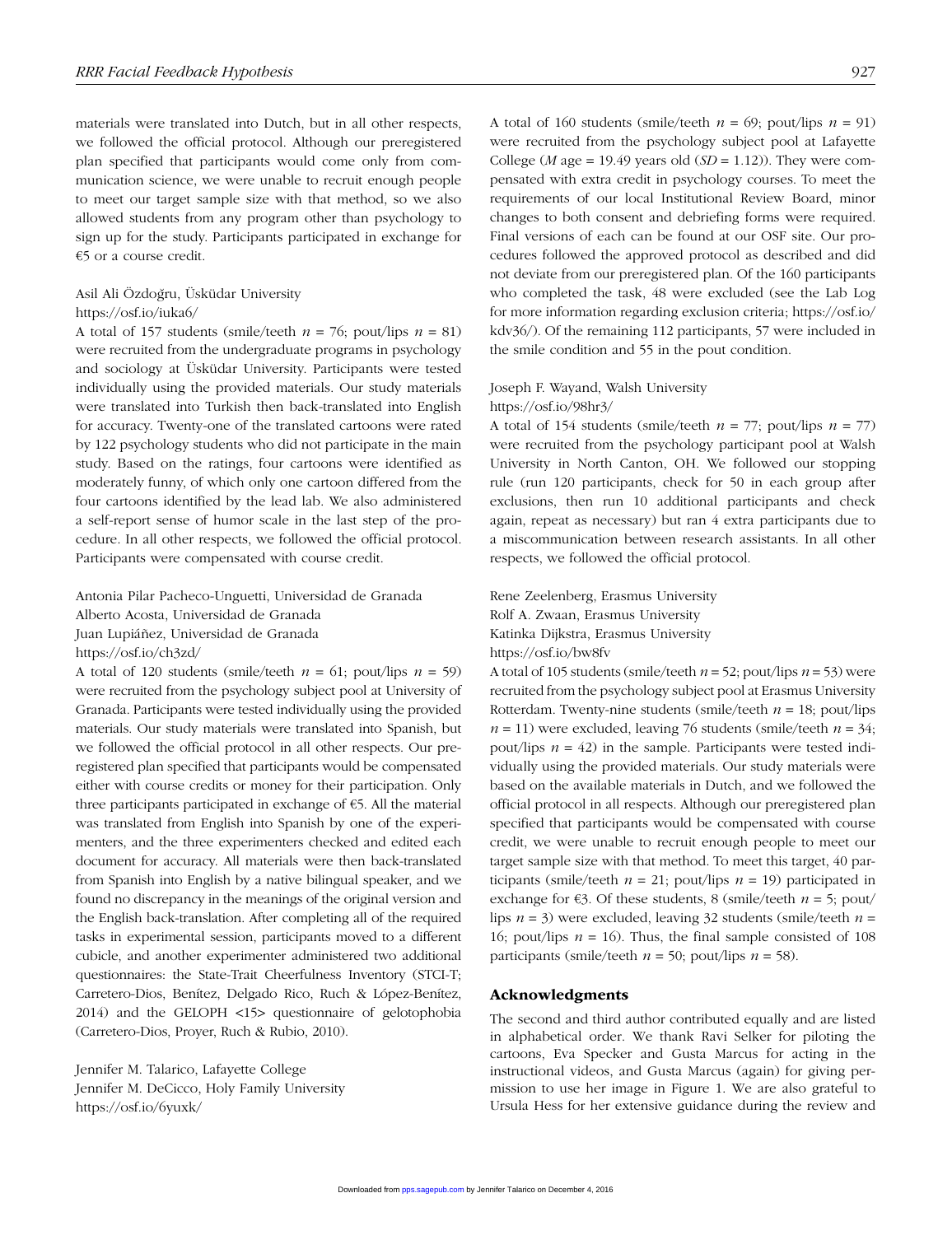materials were translated into Dutch, but in all other respects, we followed the official protocol. Although our preregistered plan specified that participants would come only from communication science, we were unable to recruit enough people to meet our target sample size with that method, so we also allowed students from any program other than psychology to sign up for the study. Participants participated in exchange for €5 or a course credit.

Asil Ali Özdoğru, Üsküdar University
https://osf.io/iuka6/

A total of 157 students (smile/teeth $n$ = 76; pout/lips $n$ = 81) were recruited from the undergraduate programs in psychology and sociology at Üsküdar University. Participants were tested individually using the provided materials. Our study materials were translated into Turkish then back-translated into English for accuracy. Twenty-one of the translated cartoons were rated by 122 psychology students who did not participate in the main study. Based on the ratings, four cartoons were identified as moderately funny, of which only one cartoon differed from the four cartoons identified by the lead lab. We also administered a self-report sense of humor scale in the last step of the procedure. In all other respects, we followed the official protocol. Participants were compensated with course credit.

Antonia Pilar Pacheco-Unguetti, Universidad de Granada
Alberto Acosta, Universidad de Granada
Juan Lupiáñez, Universidad de Granada
https://osf.io/ch3zd/

A total of 120 students (smile/teeth $n$ = 61; pout/lips $n$ = 59) were recruited from the psychology subject pool at University of Granada. Participants were tested individually using the provided materials. Our study materials were translated into Spanish, but we followed the official protocol in all other respects. Our preregistered plan specified that participants would be compensated either with course credits or money for their participation. Only three participants participated in exchange of €5. All the material was translated from English into Spanish by one of the experimenters, and the three experimenters checked and edited each document for accuracy. All materials were then back-translated from Spanish into English by a native bilingual speaker, and we found no discrepancy in the meanings of the original version and the English back-translation. After completing all of the required tasks in experimental session, participants moved to a different cubicle, and another experimenter administered two additional questionnaires: the State-Trait Cheerfulness Inventory (STCI-T; Carretero-Dios, Benítez, Delgado Rico, Ruch & López-Benítez, 2014) and the GELOPH <15> questionnaire of gelotophobia (Carretero-Dios, Proyer, Ruch & Rubio, 2010).

Jennifer M. Talarico, Lafayette College
Jennifer M. DeCicco, Holy Family University
https://osf.io/6yuxk/

A total of 160 students (smile/teeth $n$ = 69; pout/lips $n$ = 91) were recruited from the psychology subject pool at Lafayette College ($M$ age = 19.49 years old ($SD$ = 1.12)). They were compensated with extra credit in psychology courses. To meet the requirements of our local Institutional Review Board, minor changes to both consent and debriefing forms were required. Final versions of each can be found at our OSF site. Our procedures followed the approved protocol as described and did not deviate from our preregistered plan. Of the 160 participants who completed the task, 48 were excluded (see the Lab Log for more information regarding exclusion criteria; https://osf.io/kdv36/). Of the remaining 112 participants, 57 were included in the smile condition and 55 in the pout condition.

Joseph F. Wayand, Walsh University
https://osf.io/98hr3/

A total of 154 students (smile/teeth $n$ = 77; pout/lips $n$ = 77) were recruited from the psychology participant pool at Walsh University in North Canton, OH. We followed our stopping rule (run 120 participants, check for 50 in each group after exclusions, then run 10 additional participants and check again, repeat as necessary) but ran 4 extra participants due to a miscommunication between research assistants. In all other respects, we followed the official protocol.

Rene Zeelenberg, Erasmus University
Rolf A. Zwaan, Erasmus University
Katinka Dijkstra, Erasmus University
https://osf.io/bw8fv

A total of 105 students (smile/teeth $n$ = 52; pout/lips $n$ = 53) were recruited from the psychology subject pool at Erasmus University Rotterdam. Twenty-nine students (smile/teeth $n$ = 18; pout/lips $n$ = 11) were excluded, leaving 76 students (smile/teeth $n$ = 34; pout/lips $n$ = 42) in the sample. Participants were tested individually using the provided materials. Our study materials were based on the available materials in Dutch, and we followed the official protocol in all respects. Although our preregistered plan specified that participants would be compensated with course credit, we were unable to recruit enough people to meet our target sample size with that method. To meet this target, 40 participants (smile/teeth $n$ = 21; pout/lips $n$ = 19) participated in exchange for €3. Of these students, 8 (smile/teeth $n$ = 5; pout/lips $n$ = 3) were excluded, leaving 32 students (smile/teeth $n$ = 16; pout/lips $n$ = 16). Thus, the final sample consisted of 108 participants (smile/teeth $n$ = 50; pout/lips $n$ = 58).

## Acknowledgments

The second and third author contributed equally and are listed in alphabetical order. We thank Ravi Selker for piloting the cartoons, Eva Specker and Gusta Marcus for acting in the instructional videos, and Gusta Marcus (again) for giving permission to use her image in Figure 1. We are also grateful to Ursula Hess for her extensive guidance during the review and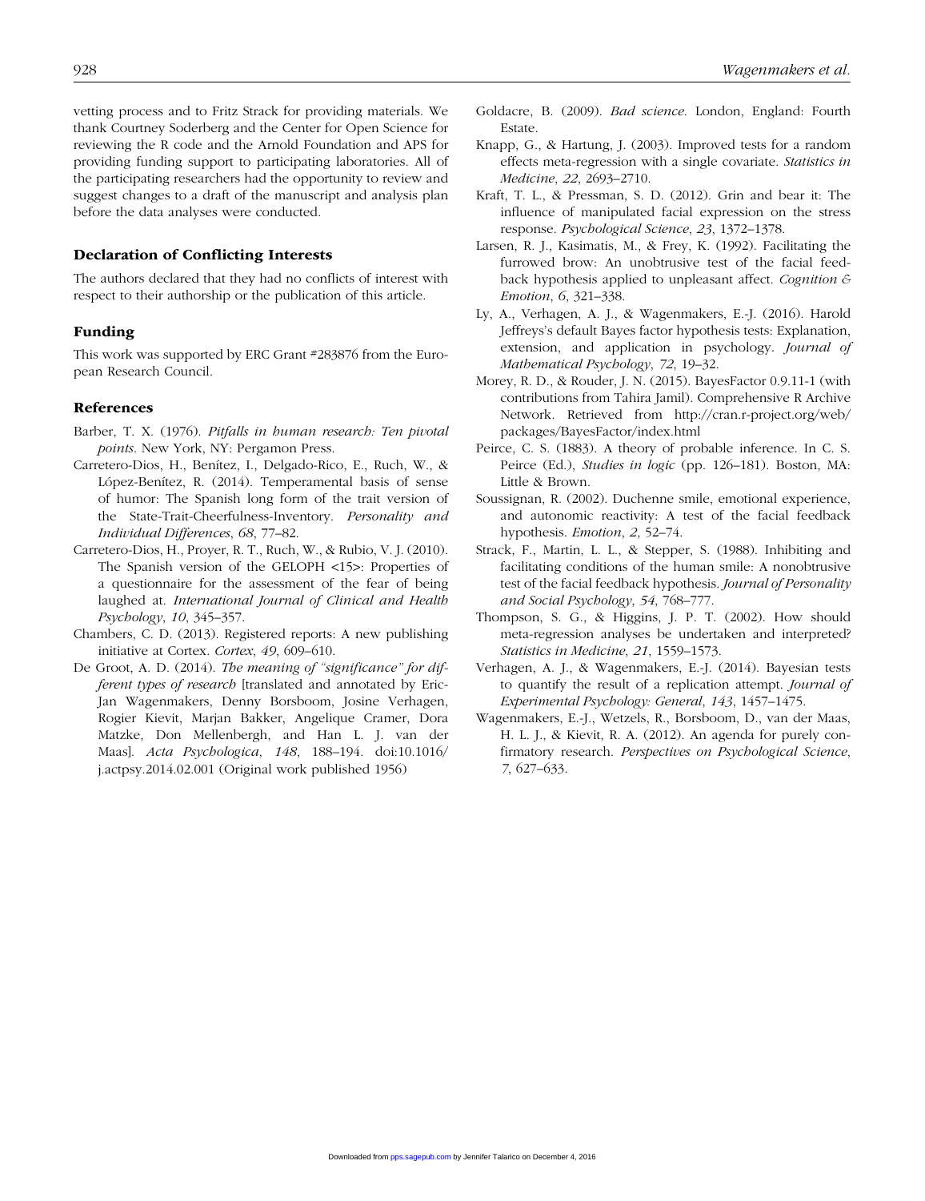vetting process and to Fritz Strack for providing materials. We thank Courtney Soderberg and the Center for Open Science for reviewing the R code and the Arnold Foundation and APS for providing funding support to participating laboratories. All of the participating researchers had the opportunity to review and suggest changes to a draft of the manuscript and analysis plan before the data analyses were conducted.

## Declaration of Conflicting Interests

The authors declared that they had no conflicts of interest with respect to their authorship or the publication of this article.

## Funding

This work was supported by ERC Grant #283876 from the European Research Council.

## References

Barber, T. X. (1976). *Pitfalls in human research: Ten pivotal points*. New York, NY: Pergamon Press.

Carretero-Dios, H., Benítez, I., Delgado-Rico, E., Ruch, W., & López-Benítez, R. (2014). Temperamental basis of sense of humor: The Spanish long form of the trait version of the State-Trait-Cheerfulness-Inventory. *Personality and Individual Differences*, *68*, 77–82.

Carretero-Dios, H., Proyer, R. T., Ruch, W., & Rubio, V. J. (2010). The Spanish version of the GELOPH <15>: Properties of a questionnaire for the assessment of the fear of being laughed at. *International Journal of Clinical and Health Psychology*, *10*, 345–357.

Chambers, C. D. (2013). Registered reports: A new publishing initiative at Cortex. *Cortex*, *49*, 609–610.

De Groot, A. D. (2014). *The meaning of "significance" for different types of research* [translated and annotated by Eric-Jan Wagenmakers, Denny Borsboom, Josine Verhagen, Rogier Kievit, Marjan Bakker, Angelique Cramer, Dora Matzke, Don Mellenbergh, and Han L. J. van der Maas]. *Acta Psychologica*, *148*, 188–194. doi:10.1016/j.actpsy.2014.02.001 (Original work published 1956)

Goldacre, B. (2009). *Bad science*. London, England: Fourth Estate.

Knapp, G., & Hartung, J. (2003). Improved tests for a random effects meta-regression with a single covariate. *Statistics in Medicine*, *22*, 2693–2710.

Kraft, T. L., & Pressman, S. D. (2012). Grin and bear it: The influence of manipulated facial expression on the stress response. *Psychological Science*, *23*, 1372–1378.

Larsen, R. J., Kasimatis, M., & Frey, K. (1992). Facilitating the furrowed brow: An unobtrusive test of the facial feedback hypothesis applied to unpleasant affect. *Cognition & Emotion*, *6*, 321–338.

Ly, A., Verhagen, A. J., & Wagenmakers, E.-J. (2016). Harold Jeffreys's default Bayes factor hypothesis tests: Explanation, extension, and application in psychology. *Journal of Mathematical Psychology*, *72*, 19–32.

Morey, R. D., & Rouder, J. N. (2015). BayesFactor 0.9.11-1 (with contributions from Tahira Jamil). Comprehensive R Archive Network. Retrieved from http://cran.r-project.org/web/packages/BayesFactor/index.html

Peirce, C. S. (1883). A theory of probable inference. In C. S. Peirce (Ed.), *Studies in logic* (pp. 126–181). Boston, MA: Little & Brown.

Soussignan, R. (2002). Duchenne smile, emotional experience, and autonomic reactivity: A test of the facial feedback hypothesis. *Emotion*, *2*, 52–74.

Strack, F., Martin, L. L., & Stepper, S. (1988). Inhibiting and facilitating conditions of the human smile: A nonobtrusive test of the facial feedback hypothesis. *Journal of Personality and Social Psychology*, *54*, 768–777.

Thompson, S. G., & Higgins, J. P. T. (2002). How should meta-regression analyses be undertaken and interpreted? *Statistics in Medicine*, *21*, 1559–1573.

Verhagen, A. J., & Wagenmakers, E.-J. (2014). Bayesian tests to quantify the result of a replication attempt. *Journal of Experimental Psychology: General*, *143*, 1457–1475.

Wagenmakers, E.-J., Wetzels, R., Borsboom, D., van der Maas, H. L. J., & Kievit, R. A. (2012). An agenda for purely confirmatory research. *Perspectives on Psychological Science*, *7*, 627–633.